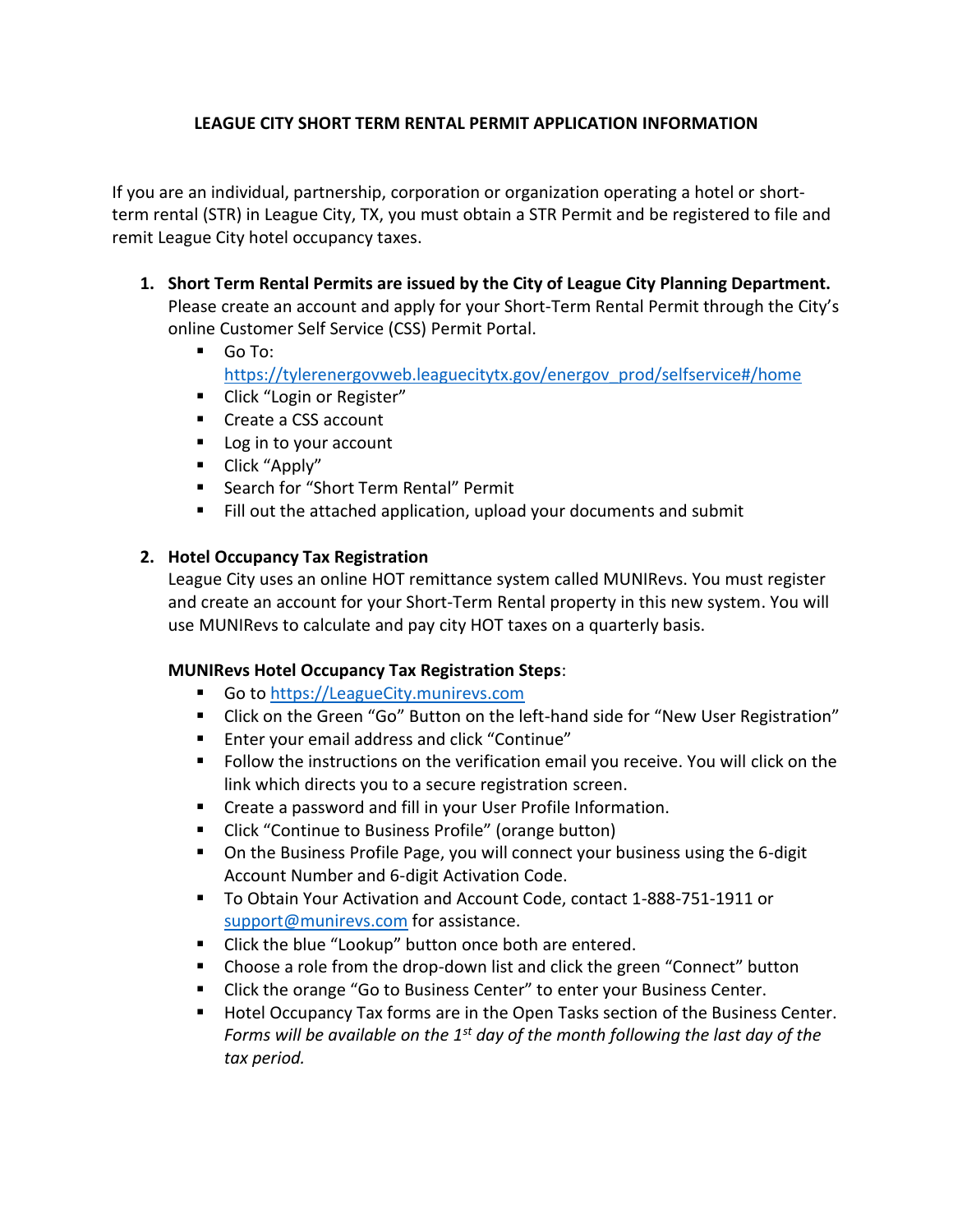# LEAGUE CITY SHORT TERM RENTAL PERMIT APPLICATION INFORMATION

If you are an individual, partnership, corporation or organization operating a hotel or short-term rental (STR) in League City, TX, you must obtain a STR Permit and be registered to file and remit League City hotel occupancy taxes.

1. **Short Term Rental Permits are issued by the City of League City Planning Department.** Please create an account and apply for your Short-Term Rental Permit through the City's online Customer Self Service (CSS) Permit Portal.
   - Go To: [https://tylerenergovweb.leaguecitytx.gov/energov_prod/selfservice#/home](https://tylerenergovweb.leaguecitytx.gov/energov_prod/selfservice#/home)
   - Click "Login or Register"
   - Create a CSS account
   - Log in to your account
   - Click "Apply"
   - Search for "Short Term Rental" Permit
   - Fill out the attached application, upload your documents and submit

2. **Hotel Occupancy Tax Registration**
   League City uses an online HOT remittance system called MUNIRevs. You must register and create an account for your Short-Term Rental property in this new system. You will use MUNIRevs to calculate and pay city HOT taxes on a quarterly basis.

   **MUNIRevs Hotel Occupancy Tax Registration Steps**:
   - Go to [https://LeagueCity.munirevs.com](https://LeagueCity.munirevs.com)
   - Click on the Green "Go" Button on the left-hand side for "New User Registration"
   - Enter your email address and click "Continue"
   - Follow the instructions on the verification email you receive. You will click on the link which directs you to a secure registration screen.
   - Create a password and fill in your User Profile Information.
   - Click "Continue to Business Profile" (orange button)
   - On the Business Profile Page, you will connect your business using the 6-digit Account Number and 6-digit Activation Code.
   - To Obtain Your Activation and Account Code, contact 1-888-751-1911 or [support@munirevs.com](mailto:support@munirevs.com) for assistance.
   - Click the blue "Lookup" button once both are entered.
   - Choose a role from the drop-down list and click the green "Connect" button
   - Click the orange "Go to Business Center" to enter your Business Center.
   - Hotel Occupancy Tax forms are in the Open Tasks section of the Business Center. *Forms will be available on the 1st day of the month following the last day of the tax period.*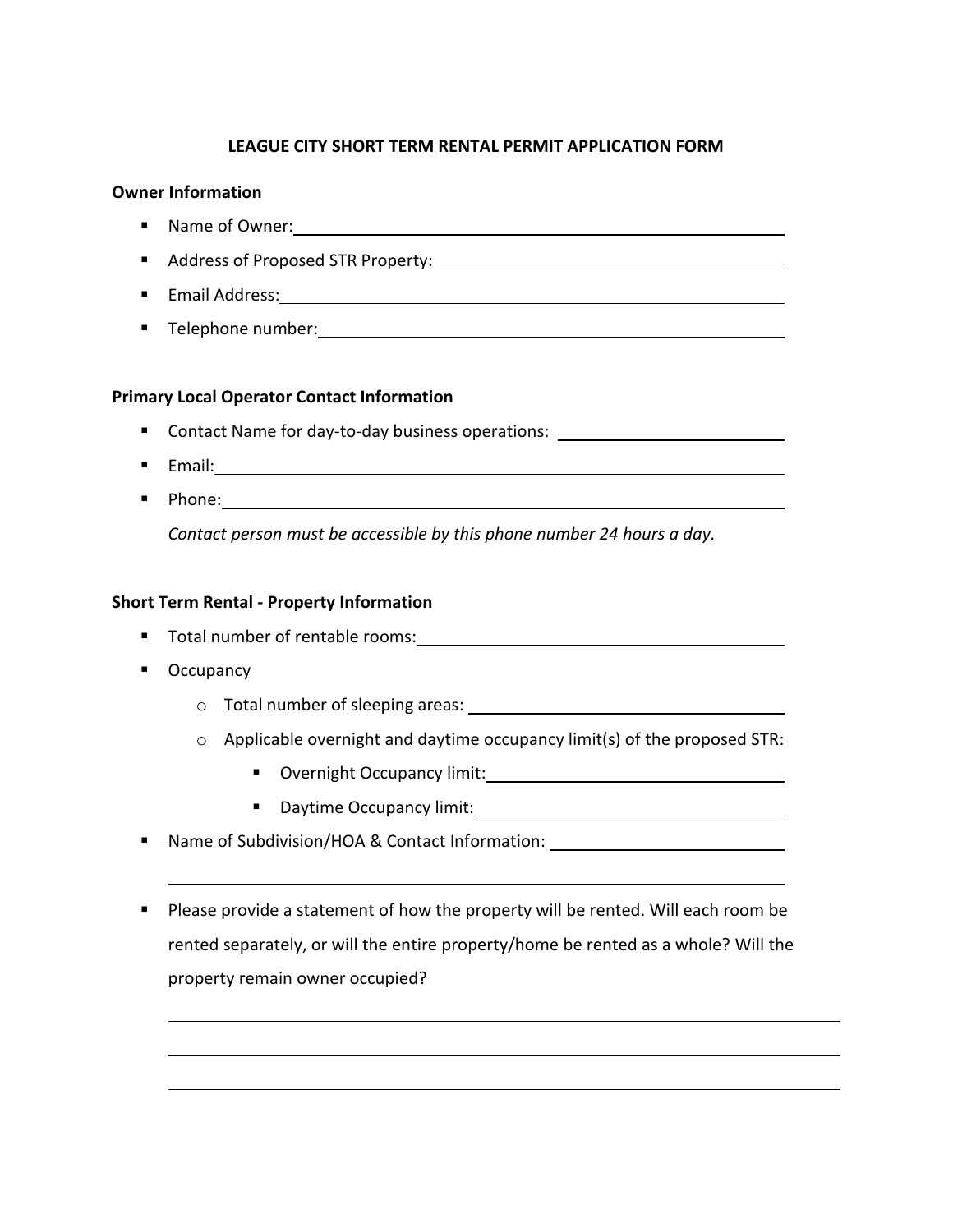# LEAGUE CITY SHORT TERM RENTAL PERMIT APPLICATION FORM

**Owner Information**

- Name of Owner: ______________________________
- Address of Proposed STR Property: ______________________________
- Email Address: ______________________________
- Telephone number: ______________________________

**Primary Local Operator Contact Information**

- Contact Name for day-to-day business operations: ______________________________
- Email: ______________________________
- Phone: ______________________________

  *Contact person must be accessible by this phone number 24 hours a day.*

**Short Term Rental - Property Information**

- Total number of rentable rooms: ______________________________
- Occupancy
  - Total number of sleeping areas: ______________________________
  - Applicable overnight and daytime occupancy limit(s) of the proposed STR:
    - Overnight Occupancy limit: ______________________________
    - Daytime Occupancy limit: ______________________________
- Name of Subdivision/HOA & Contact Information: ______________________________

  ______________________________

- Please provide a statement of how the property will be rented. Will each room be rented separately, or will the entire property/home be rented as a whole? Will the property remain owner occupied?

  ______________________________

  ______________________________

  ______________________________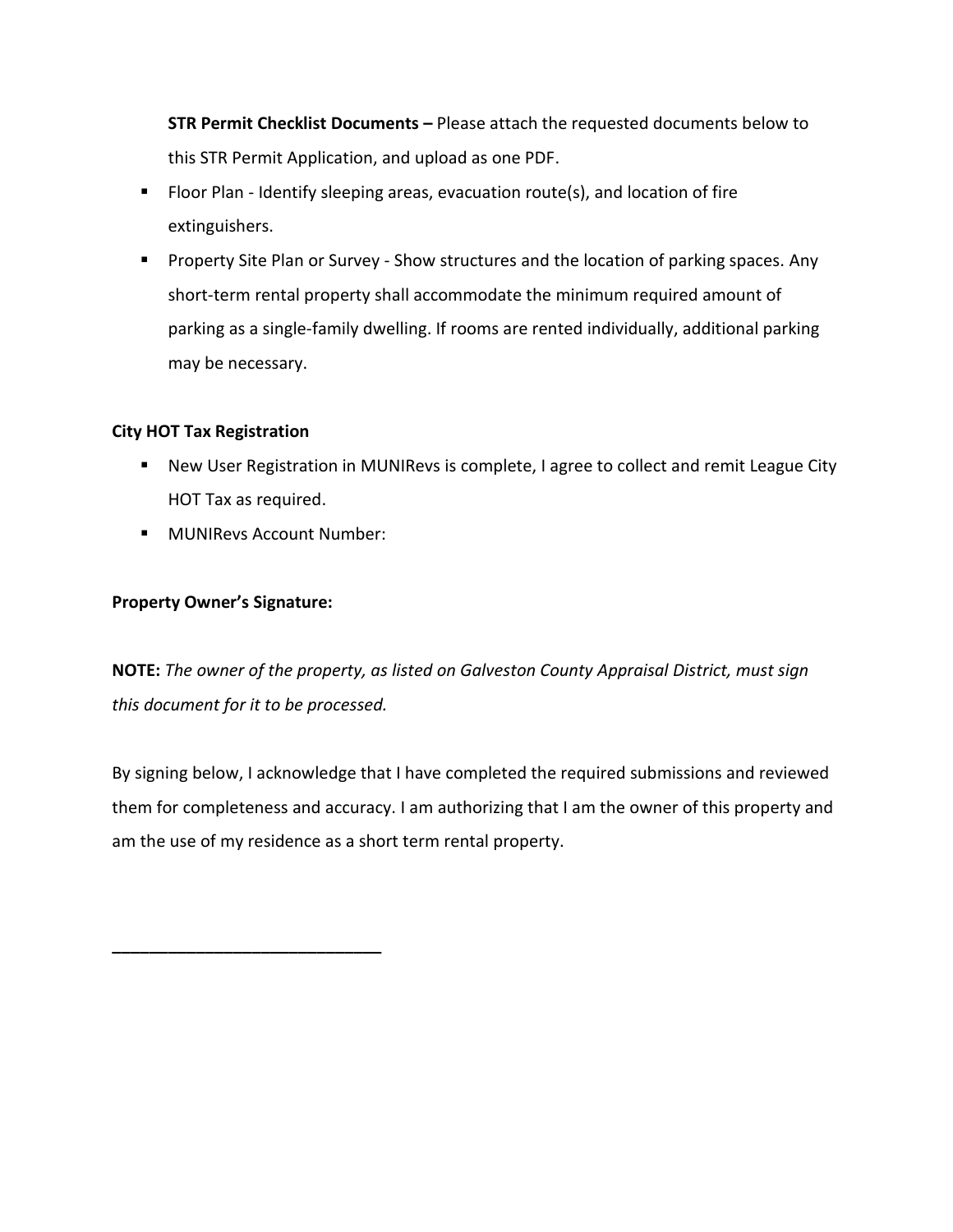**STR Permit Checklist Documents –** Please attach the requested documents below to this STR Permit Application, and upload as one PDF.

- Floor Plan - Identify sleeping areas, evacuation route(s), and location of fire extinguishers.
- Property Site Plan or Survey - Show structures and the location of parking spaces. Any short-term rental property shall accommodate the minimum required amount of parking as a single-family dwelling. If rooms are rented individually, additional parking may be necessary.

**City HOT Tax Registration**

- New User Registration in MUNIRevs is complete, I agree to collect and remit League City HOT Tax as required.
- MUNIRevs Account Number:

**Property Owner's Signature:**

**NOTE:** *The owner of the property, as listed on Galveston County Appraisal District, must sign this document for it to be processed.*

By signing below, I acknowledge that I have completed the required submissions and reviewed them for completeness and accuracy. I am authorizing that I am the owner of this property and am the use of my residence as a short term rental property.

_____________________________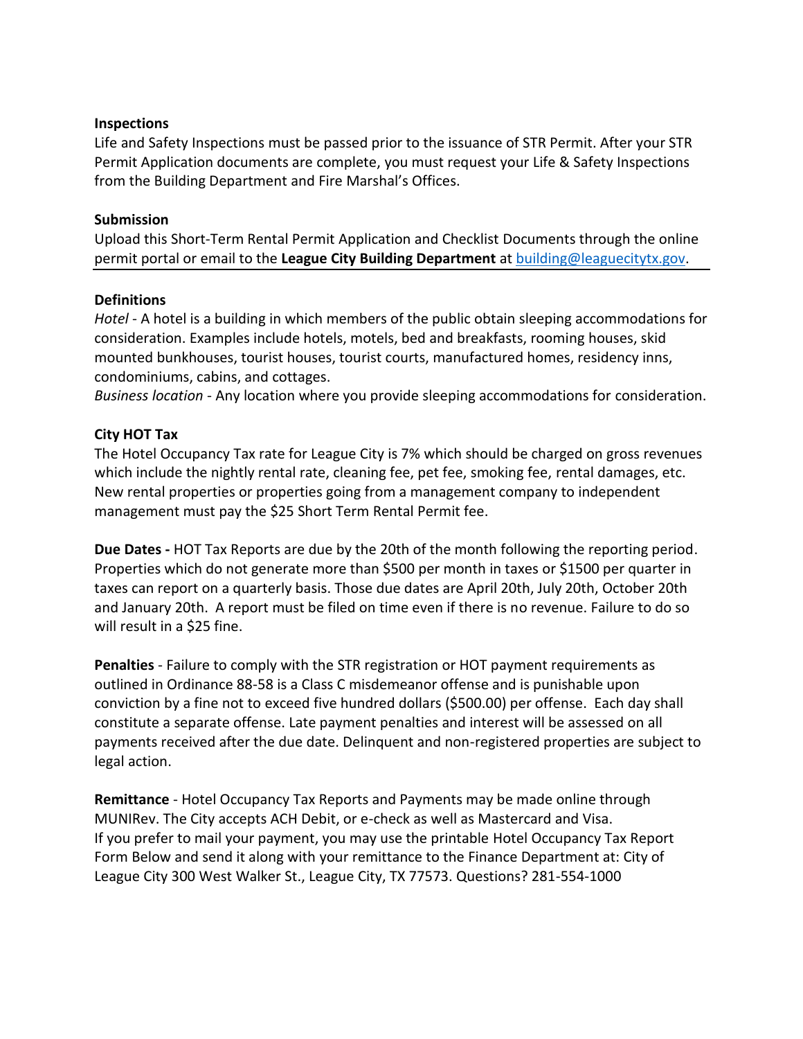**Inspections**

Life and Safety Inspections must be passed prior to the issuance of STR Permit. After your STR Permit Application documents are complete, you must request your Life & Safety Inspections from the Building Department and Fire Marshal's Offices.

**Submission**

Upload this Short-Term Rental Permit Application and Checklist Documents through the online permit portal or email to the **League City Building Department** at building@leaguecitytx.gov.

---

**Definitions**

*Hotel* - A hotel is a building in which members of the public obtain sleeping accommodations for consideration. Examples include hotels, motels, bed and breakfasts, rooming houses, skid mounted bunkhouses, tourist houses, tourist courts, manufactured homes, residency inns, condominiums, cabins, and cottages.

*Business location* - Any location where you provide sleeping accommodations for consideration.

**City HOT Tax**

The Hotel Occupancy Tax rate for League City is 7% which should be charged on gross revenues which include the nightly rental rate, cleaning fee, pet fee, smoking fee, rental damages, etc. New rental properties or properties going from a management company to independent management must pay the $25 Short Term Rental Permit fee.

**Due Dates -** HOT Tax Reports are due by the 20th of the month following the reporting period. Properties which do not generate more than $500 per month in taxes or $1500 per quarter in taxes can report on a quarterly basis. Those due dates are April 20th, July 20th, October 20th and January 20th. A report must be filed on time even if there is no revenue. Failure to do so will result in a $25 fine.

**Penalties** - Failure to comply with the STR registration or HOT payment requirements as outlined in Ordinance 88-58 is a Class C misdemeanor offense and is punishable upon conviction by a fine not to exceed five hundred dollars ($500.00) per offense. Each day shall constitute a separate offense. Late payment penalties and interest will be assessed on all payments received after the due date. Delinquent and non-registered properties are subject to legal action.

**Remittance** - Hotel Occupancy Tax Reports and Payments may be made online through MUNIRev. The City accepts ACH Debit, or e-check as well as Mastercard and Visa. If you prefer to mail your payment, you may use the printable Hotel Occupancy Tax Report Form Below and send it along with your remittance to the Finance Department at: City of League City 300 West Walker St., League City, TX 77573. Questions? 281-554-1000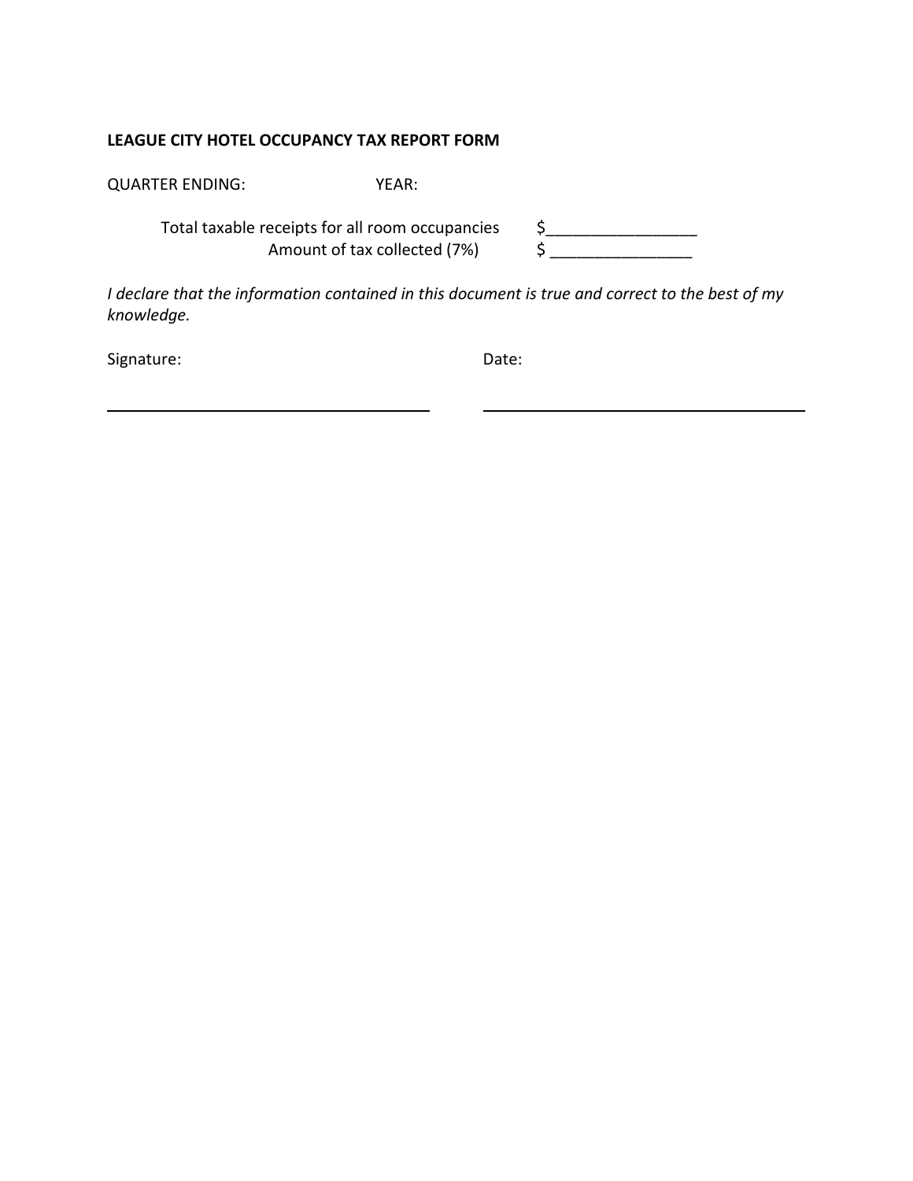**LEAGUE CITY HOTEL OCCUPANCY TAX REPORT FORM**

QUARTER ENDING: YEAR:

Total taxable receipts for all room occupancies $_________________

Amount of tax collected (7%) $ ________________

*I declare that the information contained in this document is true and correct to the best of my knowledge.*

Signature: ______________________________ Date: ______________________________